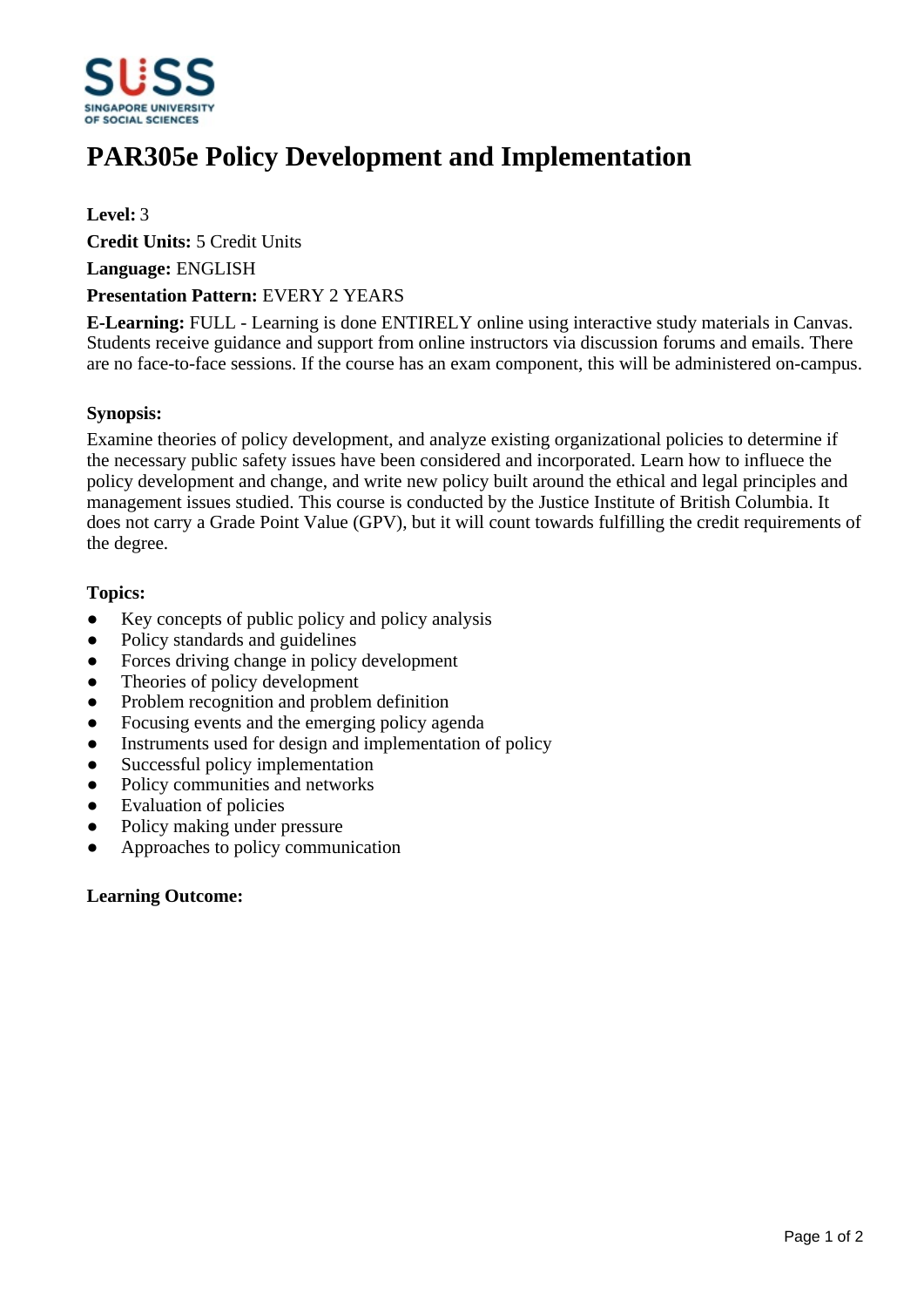# PAR305e Policy Development and Implementation

**Level:** 3

**Credit Units:** 5 Credit Units

**Language:** ENGLISH

**Presentation Pattern:** EVERY 2 YEARS

**E-Learning:** FULL - Learning is done ENTIRELY online using interactive study materials in Canvas. Students receive guidance and support from online instructors via discussion forums and emails. There are no face-to-face sessions. If the course has an exam component, this will be administered on-campus.

### Synopsis:

Examine theories of policy development, and analyze existing organizational policies to determine if the necessary public safety issues have been considered and incorporated. Learn how to influece the policy development and change, and write new policy built around the ethical and legal principles and management issues studied. This course is conducted by the Justice Institute of British Columbia. It does not carry a Grade Point Value (GPV), but it will count towards fulfilling the credit requirements of the degree.

### Topics:

- Key concepts of public policy and policy analysis
- Policy standards and guidelines
- Forces driving change in policy development
- Theories of policy development
- Problem recognition and problem definition
- Focusing events and the emerging policy agenda
- Instruments used for design and implementation of policy
- Successful policy implementation
- Policy communities and networks
- Evaluation of policies
- Policy making under pressure
- Approaches to policy communication

### Learning Outcome: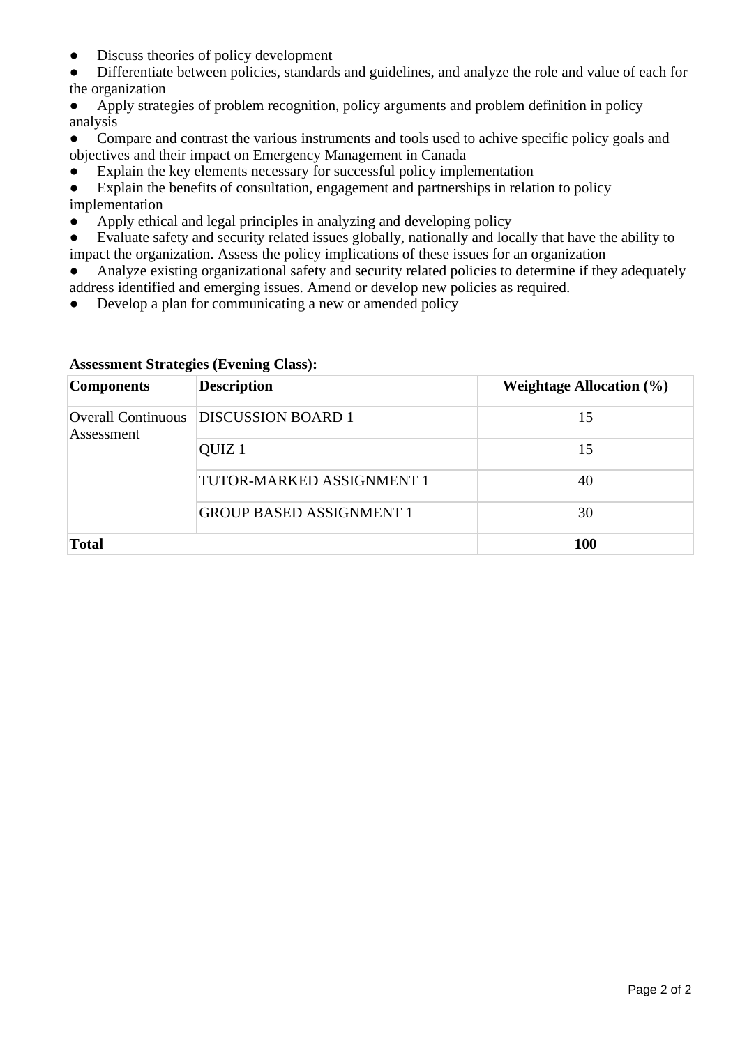- Discuss theories of policy development
- Differentiate between policies, standards and guidelines, and analyze the role and value of each for the organization
- Apply strategies of problem recognition, policy arguments and problem definition in policy analysis
- Compare and contrast the various instruments and tools used to achive specific policy goals and objectives and their impact on Emergency Management in Canada
- Explain the key elements necessary for successful policy implementation
- Explain the benefits of consultation, engagement and partnerships in relation to policy implementation
- Apply ethical and legal principles in analyzing and developing policy
- Evaluate safety and security related issues globally, nationally and locally that have the ability to impact the organization. Assess the policy implications of these issues for an organization
- Analyze existing organizational safety and security related policies to determine if they adequately address identified and emerging issues. Amend or develop new policies as required.
- Develop a plan for communicating a new or amended policy

**Assessment Strategies (Evening Class):**

| Components | Description | Weightage Allocation (%) |
|---|---|---|
| Overall Continuous Assessment | DISCUSSION BOARD 1 | 15 |
| | QUIZ 1 | 15 |
| | TUTOR-MARKED ASSIGNMENT 1 | 40 |
| | GROUP BASED ASSIGNMENT 1 | 30 |
| **Total** | | **100** |